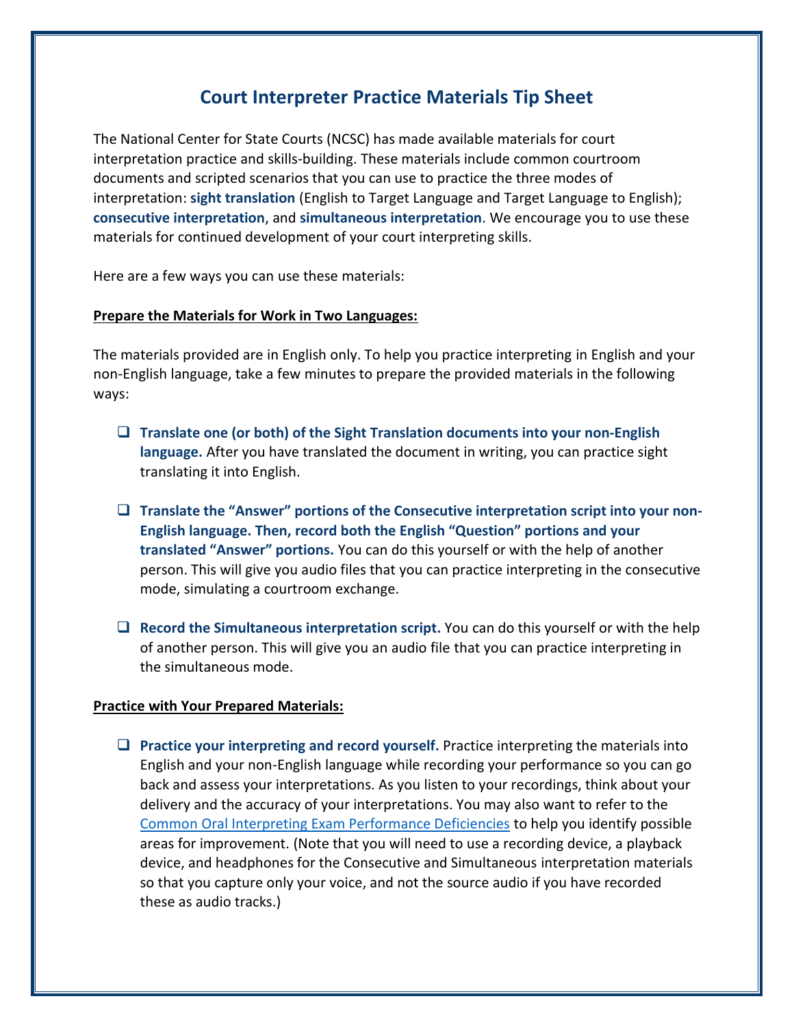# Court Interpreter Practice Materials Tip Sheet

The National Center for State Courts (NCSC) has made available materials for court interpretation practice and skills-building. These materials include common courtroom documents and scripted scenarios that you can use to practice the three modes of interpretation: **sight translation** (English to Target Language and Target Language to English); **consecutive interpretation**, and **simultaneous interpretation**. We encourage you to use these materials for continued development of your court interpreting skills.

Here are a few ways you can use these materials:

**Prepare the Materials for Work in Two Languages:**

The materials provided are in English only. To help you practice interpreting in English and your non-English language, take a few minutes to prepare the provided materials in the following ways:

- **Translate one (or both) of the Sight Translation documents into your non-English language.** After you have translated the document in writing, you can practice sight translating it into English.
- **Translate the "Answer" portions of the Consecutive interpretation script into your non-English language. Then, record both the English "Question" portions and your translated "Answer" portions.** You can do this yourself or with the help of another person. This will give you audio files that you can practice interpreting in the consecutive mode, simulating a courtroom exchange.
- **Record the Simultaneous interpretation script.** You can do this yourself or with the help of another person. This will give you an audio file that you can practice interpreting in the simultaneous mode.

**Practice with Your Prepared Materials:**

- **Practice your interpreting and record yourself.** Practice interpreting the materials into English and your non-English language while recording your performance so you can go back and assess your interpretations. As you listen to your recordings, think about your delivery and the accuracy of your interpretations. You may also want to refer to the Common Oral Interpreting Exam Performance Deficiencies to help you identify possible areas for improvement. (Note that you will need to use a recording device, a playback device, and headphones for the Consecutive and Simultaneous interpretation materials so that you capture only your voice, and not the source audio if you have recorded these as audio tracks.)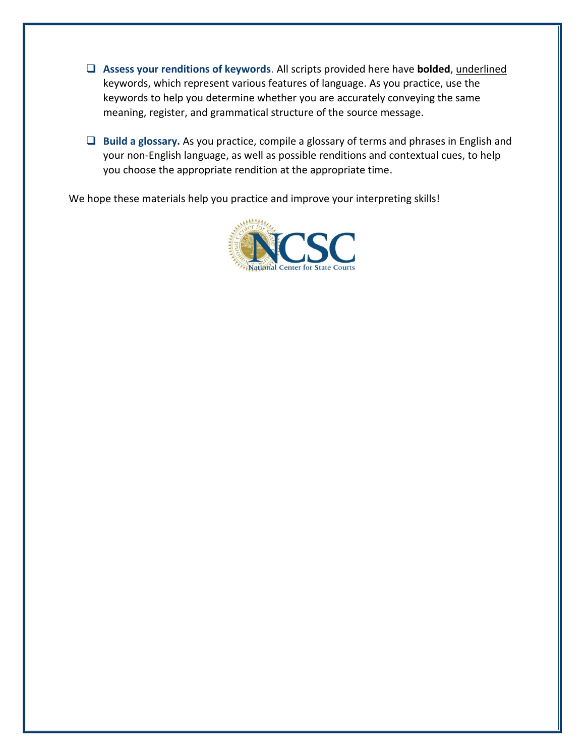- ❑ **Assess your renditions of keywords**. All scripts provided here have **bolded**, <u>underlined</u> keywords, which represent various features of language. As you practice, use the keywords to help you determine whether you are accurately conveying the same meaning, register, and grammatical structure of the source message.

- ❑ **Build a glossary.** As you practice, compile a glossary of terms and phrases in English and your non-English language, as well as possible renditions and contextual cues, to help you choose the appropriate rendition at the appropriate time.

We hope these materials help you practice and improve your interpreting skills!

NCSC
National Center for State Courts